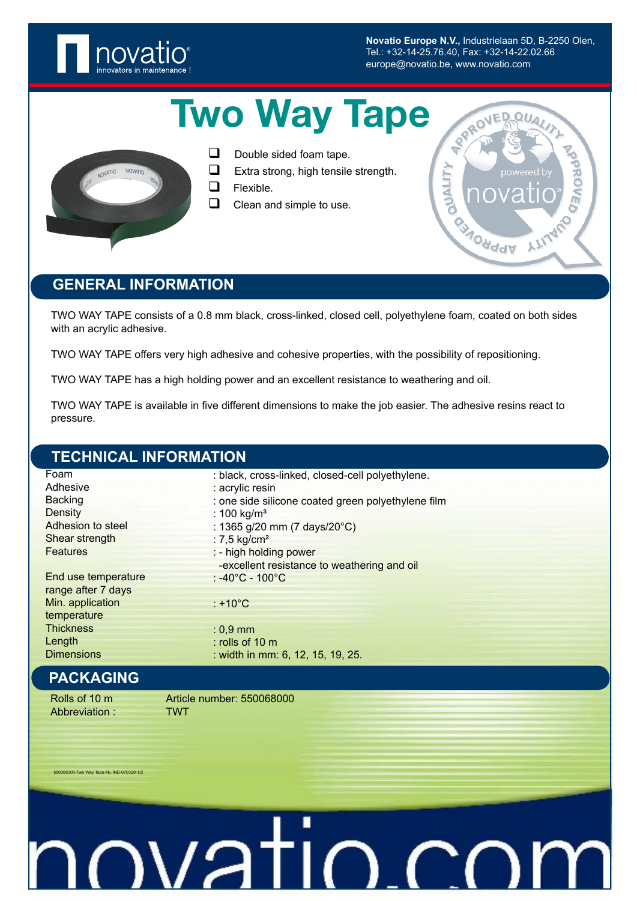**Novatio Europe N.V.**, Industrielaan 5D, B-2250 Olen,
Tel.: +32-14-25.76.40, Fax: +32-14-22.02.66
europe@novatio.be, www.novatio.be

# Two Way Tape

- Double sided foam tape.
- Extra strong, high tensile strength.
- Flexible.
- Clean and simple to use.

## GENERAL INFORMATION

TWO WAY TAPE consists of a 0.8 mm black, cross-linked, closed cell, polyethylene foam, coated on both sides with an acrylic adhesive.

TWO WAY TAPE offers very high adhesive and cohesive properties, with the possibility of repositioning.

TWO WAY TAPE has a high holding power and an excellent resistance to weathering and oil.

TWO WAY TAPE is available in five different dimensions to make the job easier. The adhesive resins react to pressure.

## TECHNICAL INFORMATION

| | |
|---|---|
| Foam | : black, cross-linked, closed-cell polyethylene. |
| Adhesive | : acrylic resin |
| Backing | : one side silicone coated green polyethylene film |
| Density | : 100 kg/m³ |
| Adhesion to steel | : 1365 g/20 mm (7 days/20°C) |
| Shear strength | : 7,5 kg/cm² |
| Features | : - high holding power<br>-excellent resistance to weathering and oil |
| End use temperature range after 7 days | : -40°C - 100°C |
| Min. application temperature | : +10°C |
| Thickness | : 0,9 mm |
| Length | : rolls of 10 m |
| Dimensions | : width in mm: 6, 12, 15, 19, 25. |

## PACKAGING

| | |
|---|---|
| Rolls of 10 m | Article number: 550068000 |
| Abbreviation : | TWT |

550068000-Two Way Tape-NL-IND-070329-1/2

novatio.com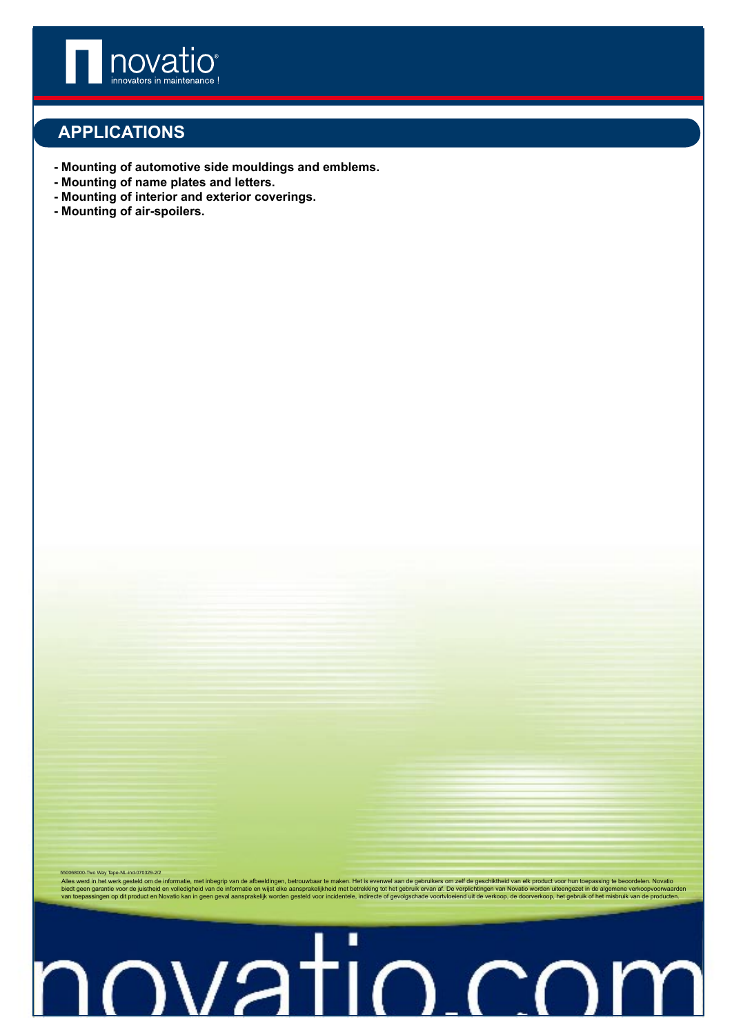## APPLICATIONS

- Mounting of automotive side mouldings and emblems.
- Mounting of name plates and letters.
- Mounting of interior and exterior coverings.
- Mounting of air-spoilers.

550068000-Two Way Tape-NL-ind-070329-2/2

Alles werd in het werk gesteld om de informatie, met inbegrip van de afbeeldingen, betrouwbaar te maken. Het is evenwel aan de gebruikers om zelf de geschiktheid van elk product voor hun toepassing te beoordelen. Novatio biedt geen garantie voor de juistheid en volledigheid van de informatie en wijst elke aansprakelijkheid met betrekking tot het gebruik ervan af. De verplichtingen van Novatio worden uiteengezet in de algemene verkoopvoorwaarden van toepassingen op dit product en Novatio kan in geen geval aansprakelijk worden gesteld voor incidentele, indirecte of gevolgschade voortvloeiend uit de verkoop, de doorverkoop, het gebruik of het misbruik van de producten.

novatio.com